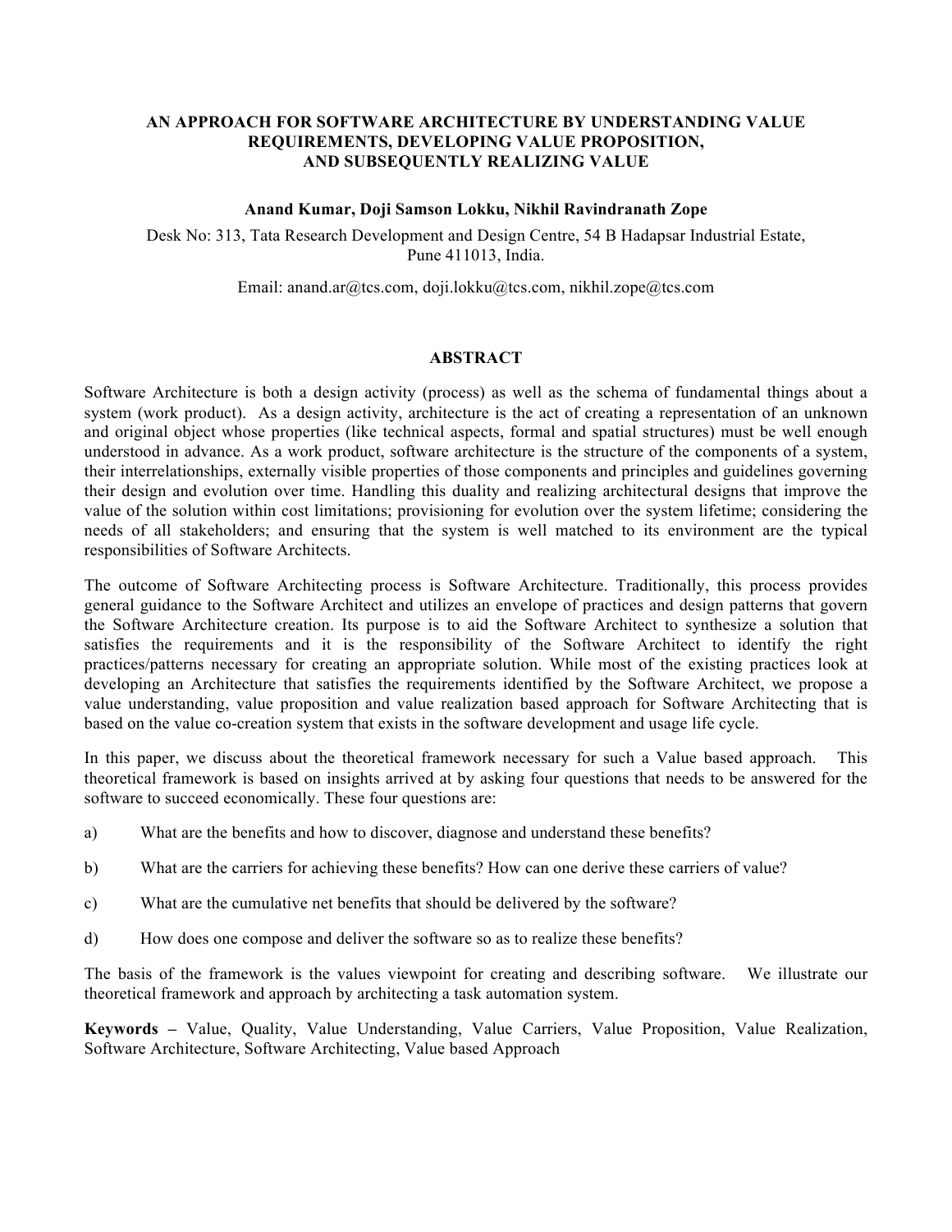# AN APPROACH FOR SOFTWARE ARCHITECTURE BY UNDERSTANDING VALUE REQUIREMENTS, DEVELOPING VALUE PROPOSITION, AND SUBSEQUENTLY REALIZING VALUE

**Anand Kumar, Doji Samson Lokku, Nikhil Ravindranath Zope**

Desk No: 313, Tata Research Development and Design Centre, 54 B Hadapsar Industrial Estate, Pune 411013, India.

Email: anand.ar@tcs.com, doji.lokku@tcs.com, nikhil.zope@tcs.com

## ABSTRACT

Software Architecture is both a design activity (process) as well as the schema of fundamental things about a system (work product). As a design activity, architecture is the act of creating a representation of an unknown and original object whose properties (like technical aspects, formal and spatial structures) must be well enough understood in advance. As a work product, software architecture is the structure of the components of a system, their interrelationships, externally visible properties of those components and principles and guidelines governing their design and evolution over time. Handling this duality and realizing architectural designs that improve the value of the solution within cost limitations; provisioning for evolution over the system lifetime; considering the needs of all stakeholders; and ensuring that the system is well matched to its environment are the typical responsibilities of Software Architects.

The outcome of Software Architecting process is Software Architecture. Traditionally, this process provides general guidance to the Software Architect and utilizes an envelope of practices and design patterns that govern the Software Architecture creation. Its purpose is to aid the Software Architect to synthesize a solution that satisfies the requirements and it is the responsibility of the Software Architect to identify the right practices/patterns necessary for creating an appropriate solution. While most of the existing practices look at developing an Architecture that satisfies the requirements identified by the Software Architect, we propose a value understanding, value proposition and value realization based approach for Software Architecting that is based on the value co-creation system that exists in the software development and usage life cycle.

In this paper, we discuss about the theoretical framework necessary for such a Value based approach. This theoretical framework is based on insights arrived at by asking four questions that needs to be answered for the software to succeed economically. These four questions are:

a) What are the benefits and how to discover, diagnose and understand these benefits?

b) What are the carriers for achieving these benefits? How can one derive these carriers of value?

c) What are the cumulative net benefits that should be delivered by the software?

d) How does one compose and deliver the software so as to realize these benefits?

The basis of the framework is the values viewpoint for creating and describing software. We illustrate our theoretical framework and approach by architecting a task automation system.

**Keywords –** Value, Quality, Value Understanding, Value Carriers, Value Proposition, Value Realization, Software Architecture, Software Architecting, Value based Approach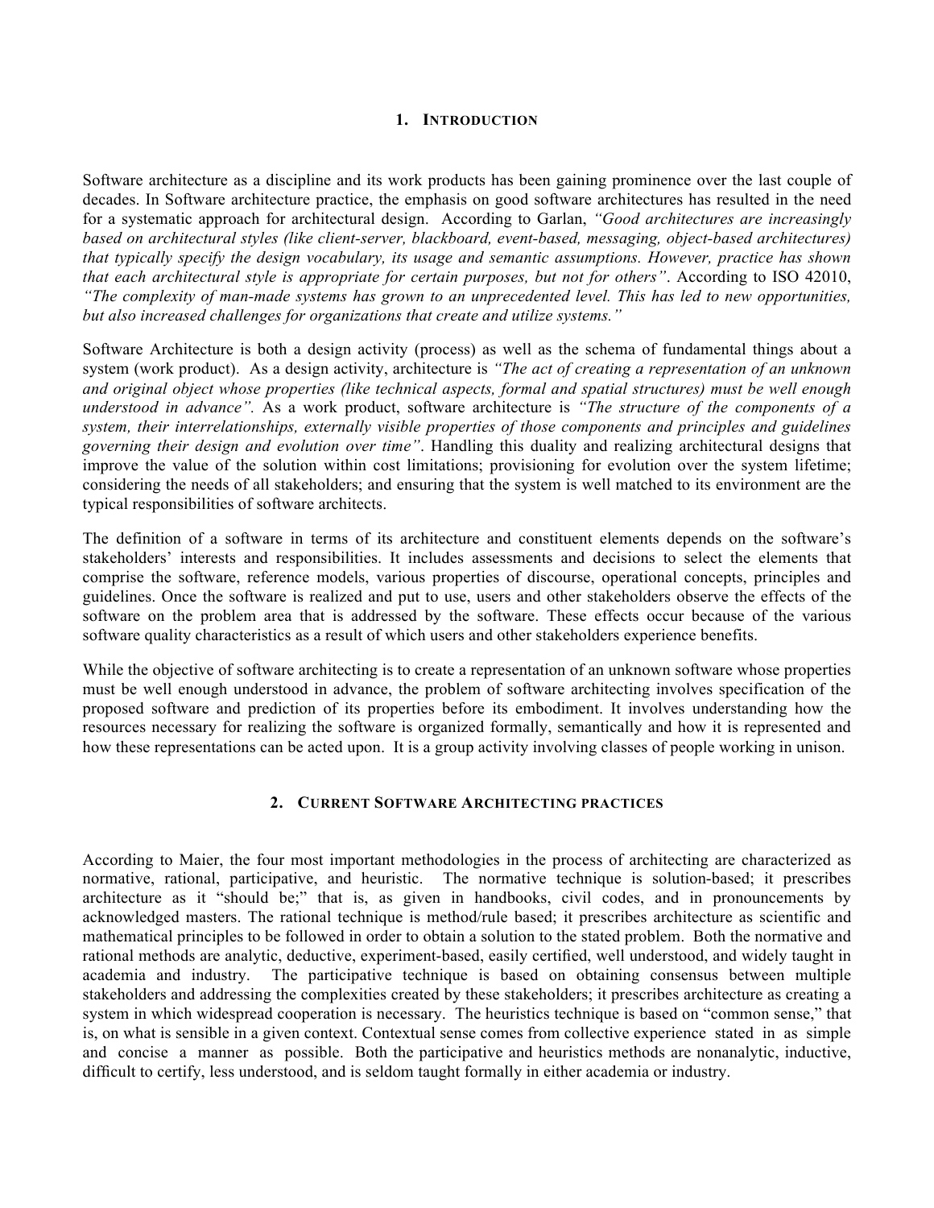## 1. INTRODUCTION

Software architecture as a discipline and its work products has been gaining prominence over the last couple of decades. In Software architecture practice, the emphasis on good software architectures has resulted in the need for a systematic approach for architectural design. According to Garlan, *"Good architectures are increasingly based on architectural styles (like client-server, blackboard, event-based, messaging, object-based architectures) that typically specify the design vocabulary, its usage and semantic assumptions. However, practice has shown that each architectural style is appropriate for certain purposes, but not for others"*. According to ISO 42010, *"The complexity of man-made systems has grown to an unprecedented level. This has led to new opportunities, but also increased challenges for organizations that create and utilize systems."*

Software Architecture is both a design activity (process) as well as the schema of fundamental things about a system (work product). As a design activity, architecture is *"The act of creating a representation of an unknown and original object whose properties (like technical aspects, formal and spatial structures) must be well enough understood in advance".* As a work product, software architecture is *"The structure of the components of a system, their interrelationships, externally visible properties of those components and principles and guidelines governing their design and evolution over time"*. Handling this duality and realizing architectural designs that improve the value of the solution within cost limitations; provisioning for evolution over the system lifetime; considering the needs of all stakeholders; and ensuring that the system is well matched to its environment are the typical responsibilities of software architects.

The definition of a software in terms of its architecture and constituent elements depends on the software's stakeholders' interests and responsibilities. It includes assessments and decisions to select the elements that comprise the software, reference models, various properties of discourse, operational concepts, principles and guidelines. Once the software is realized and put to use, users and other stakeholders observe the effects of the software on the problem area that is addressed by the software. These effects occur because of the various software quality characteristics as a result of which users and other stakeholders experience benefits.

While the objective of software architecting is to create a representation of an unknown software whose properties must be well enough understood in advance, the problem of software architecting involves specification of the proposed software and prediction of its properties before its embodiment. It involves understanding how the resources necessary for realizing the software is organized formally, semantically and how it is represented and how these representations can be acted upon. It is a group activity involving classes of people working in unison.

## 2. CURRENT SOFTWARE ARCHITECTING PRACTICES

According to Maier, the four most important methodologies in the process of architecting are characterized as normative, rational, participative, and heuristic. The normative technique is solution-based; it prescribes architecture as it "should be;" that is, as given in handbooks, civil codes, and in pronouncements by acknowledged masters. The rational technique is method/rule based; it prescribes architecture as scientific and mathematical principles to be followed in order to obtain a solution to the stated problem. Both the normative and rational methods are analytic, deductive, experiment-based, easily certified, well understood, and widely taught in academia and industry. The participative technique is based on obtaining consensus between multiple stakeholders and addressing the complexities created by these stakeholders; it prescribes architecture as creating a system in which widespread cooperation is necessary. The heuristics technique is based on "common sense," that is, on what is sensible in a given context. Contextual sense comes from collective experience stated in as simple and concise a manner as possible. Both the participative and heuristics methods are nonanalytic, inductive, difficult to certify, less understood, and is seldom taught formally in either academia or industry.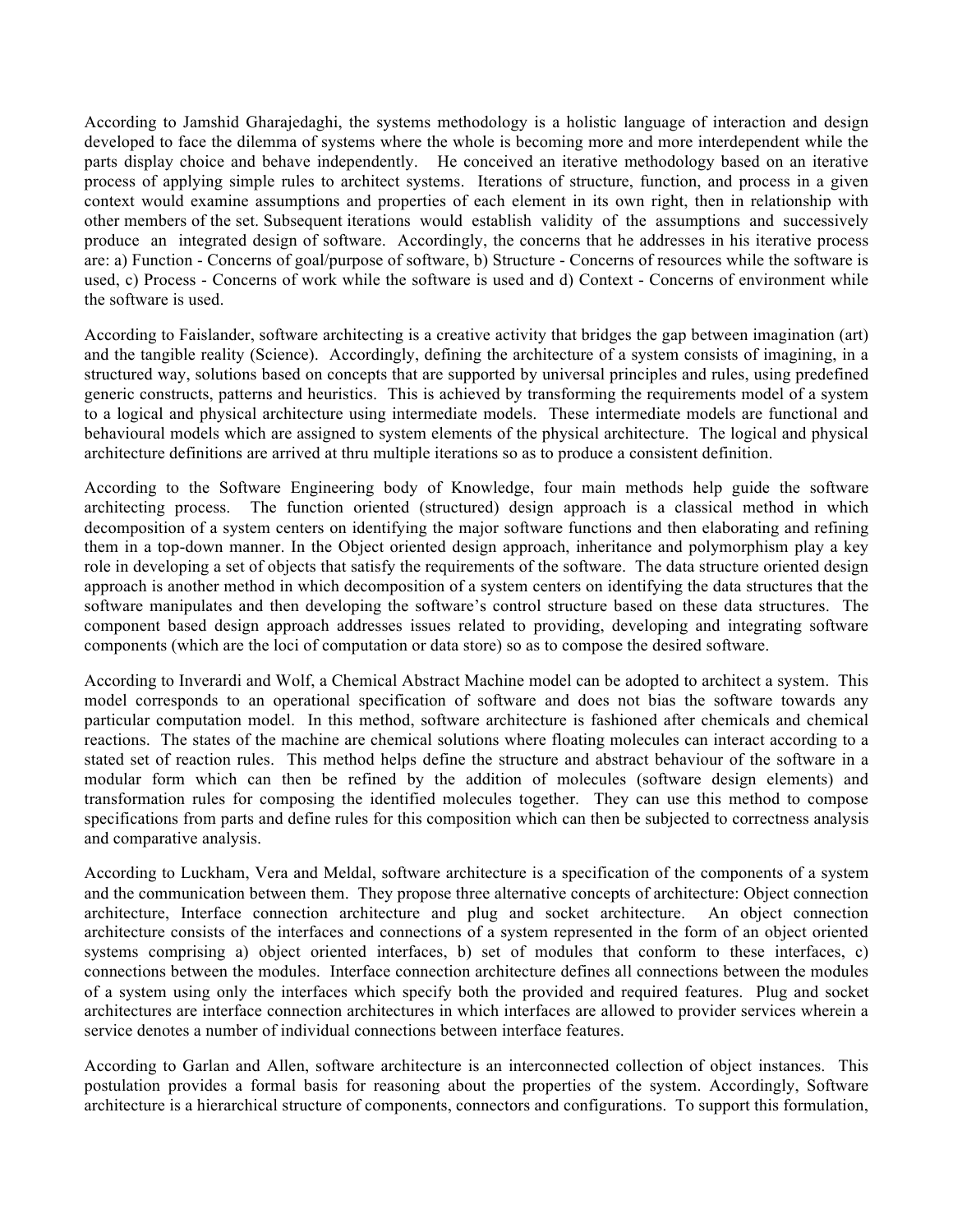According to Jamshid Gharajedaghi, the systems methodology is a holistic language of interaction and design developed to face the dilemma of systems where the whole is becoming more and more interdependent while the parts display choice and behave independently. He conceived an iterative methodology based on an iterative process of applying simple rules to architect systems. Iterations of structure, function, and process in a given context would examine assumptions and properties of each element in its own right, then in relationship with other members of the set. Subsequent iterations would establish validity of the assumptions and successively produce an integrated design of software. Accordingly, the concerns that he addresses in his iterative process are: a) Function - Concerns of goal/purpose of software, b) Structure - Concerns of resources while the software is used, c) Process - Concerns of work while the software is used and d) Context - Concerns of environment while the software is used.

According to Faislander, software architecting is a creative activity that bridges the gap between imagination (art) and the tangible reality (Science). Accordingly, defining the architecture of a system consists of imagining, in a structured way, solutions based on concepts that are supported by universal principles and rules, using predefined generic constructs, patterns and heuristics. This is achieved by transforming the requirements model of a system to a logical and physical architecture using intermediate models. These intermediate models are functional and behavioural models which are assigned to system elements of the physical architecture. The logical and physical architecture definitions are arrived at thru multiple iterations so as to produce a consistent definition.

According to the Software Engineering body of Knowledge, four main methods help guide the software architecting process. The function oriented (structured) design approach is a classical method in which decomposition of a system centers on identifying the major software functions and then elaborating and refining them in a top-down manner. In the Object oriented design approach, inheritance and polymorphism play a key role in developing a set of objects that satisfy the requirements of the software. The data structure oriented design approach is another method in which decomposition of a system centers on identifying the data structures that the software manipulates and then developing the software's control structure based on these data structures. The component based design approach addresses issues related to providing, developing and integrating software components (which are the loci of computation or data store) so as to compose the desired software.

According to Inverardi and Wolf, a Chemical Abstract Machine model can be adopted to architect a system. This model corresponds to an operational specification of software and does not bias the software towards any particular computation model. In this method, software architecture is fashioned after chemicals and chemical reactions. The states of the machine are chemical solutions where floating molecules can interact according to a stated set of reaction rules. This method helps define the structure and abstract behaviour of the software in a modular form which can then be refined by the addition of molecules (software design elements) and transformation rules for composing the identified molecules together. They can use this method to compose specifications from parts and define rules for this composition which can then be subjected to correctness analysis and comparative analysis.

According to Luckham, Vera and Meldal, software architecture is a specification of the components of a system and the communication between them. They propose three alternative concepts of architecture: Object connection architecture, Interface connection architecture and plug and socket architecture. An object connection architecture consists of the interfaces and connections of a system represented in the form of an object oriented systems comprising a) object oriented interfaces, b) set of modules that conform to these interfaces, c) connections between the modules. Interface connection architecture defines all connections between the modules of a system using only the interfaces which specify both the provided and required features. Plug and socket architectures are interface connection architectures in which interfaces are allowed to provider services wherein a service denotes a number of individual connections between interface features.

According to Garlan and Allen, software architecture is an interconnected collection of object instances. This postulation provides a formal basis for reasoning about the properties of the system. Accordingly, Software architecture is a hierarchical structure of components, connectors and configurations. To support this formulation,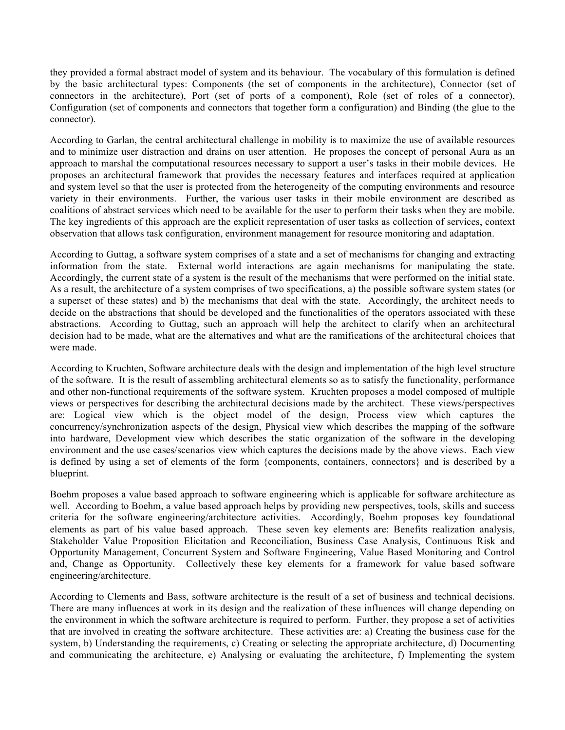they provided a formal abstract model of system and its behaviour. The vocabulary of this formulation is defined by the basic architectural types: Components (the set of components in the architecture), Connector (set of connectors in the architecture), Port (set of ports of a component), Role (set of roles of a connector), Configuration (set of components and connectors that together form a configuration) and Binding (the glue to the connector).

According to Garlan, the central architectural challenge in mobility is to maximize the use of available resources and to minimize user distraction and drains on user attention. He proposes the concept of personal Aura as an approach to marshal the computational resources necessary to support a user's tasks in their mobile devices. He proposes an architectural framework that provides the necessary features and interfaces required at application and system level so that the user is protected from the heterogeneity of the computing environments and resource variety in their environments. Further, the various user tasks in their mobile environment are described as coalitions of abstract services which need to be available for the user to perform their tasks when they are mobile. The key ingredients of this approach are the explicit representation of user tasks as collection of services, context observation that allows task configuration, environment management for resource monitoring and adaptation.

According to Guttag, a software system comprises of a state and a set of mechanisms for changing and extracting information from the state. External world interactions are again mechanisms for manipulating the state. Accordingly, the current state of a system is the result of the mechanisms that were performed on the initial state. As a result, the architecture of a system comprises of two specifications, a) the possible software system states (or a superset of these states) and b) the mechanisms that deal with the state. Accordingly, the architect needs to decide on the abstractions that should be developed and the functionalities of the operators associated with these abstractions. According to Guttag, such an approach will help the architect to clarify when an architectural decision had to be made, what are the alternatives and what are the ramifications of the architectural choices that were made.

According to Kruchten, Software architecture deals with the design and implementation of the high level structure of the software. It is the result of assembling architectural elements so as to satisfy the functionality, performance and other non-functional requirements of the software system. Kruchten proposes a model composed of multiple views or perspectives for describing the architectural decisions made by the architect. These views/perspectives are: Logical view which is the object model of the design, Process view which captures the concurrency/synchronization aspects of the design, Physical view which describes the mapping of the software into hardware, Development view which describes the static organization of the software in the developing environment and the use cases/scenarios view which captures the decisions made by the above views. Each view is defined by using a set of elements of the form {components, containers, connectors} and is described by a blueprint.

Boehm proposes a value based approach to software engineering which is applicable for software architecture as well. According to Boehm, a value based approach helps by providing new perspectives, tools, skills and success criteria for the software engineering/architecture activities. Accordingly, Boehm proposes key foundational elements as part of his value based approach. These seven key elements are: Benefits realization analysis, Stakeholder Value Proposition Elicitation and Reconciliation, Business Case Analysis, Continuous Risk and Opportunity Management, Concurrent System and Software Engineering, Value Based Monitoring and Control and, Change as Opportunity. Collectively these key elements for a framework for value based software engineering/architecture.

According to Clements and Bass, software architecture is the result of a set of business and technical decisions. There are many influences at work in its design and the realization of these influences will change depending on the environment in which the software architecture is required to perform. Further, they propose a set of activities that are involved in creating the software architecture. These activities are: a) Creating the business case for the system, b) Understanding the requirements, c) Creating or selecting the appropriate architecture, d) Documenting and communicating the architecture, e) Analysing or evaluating the architecture, f) Implementing the system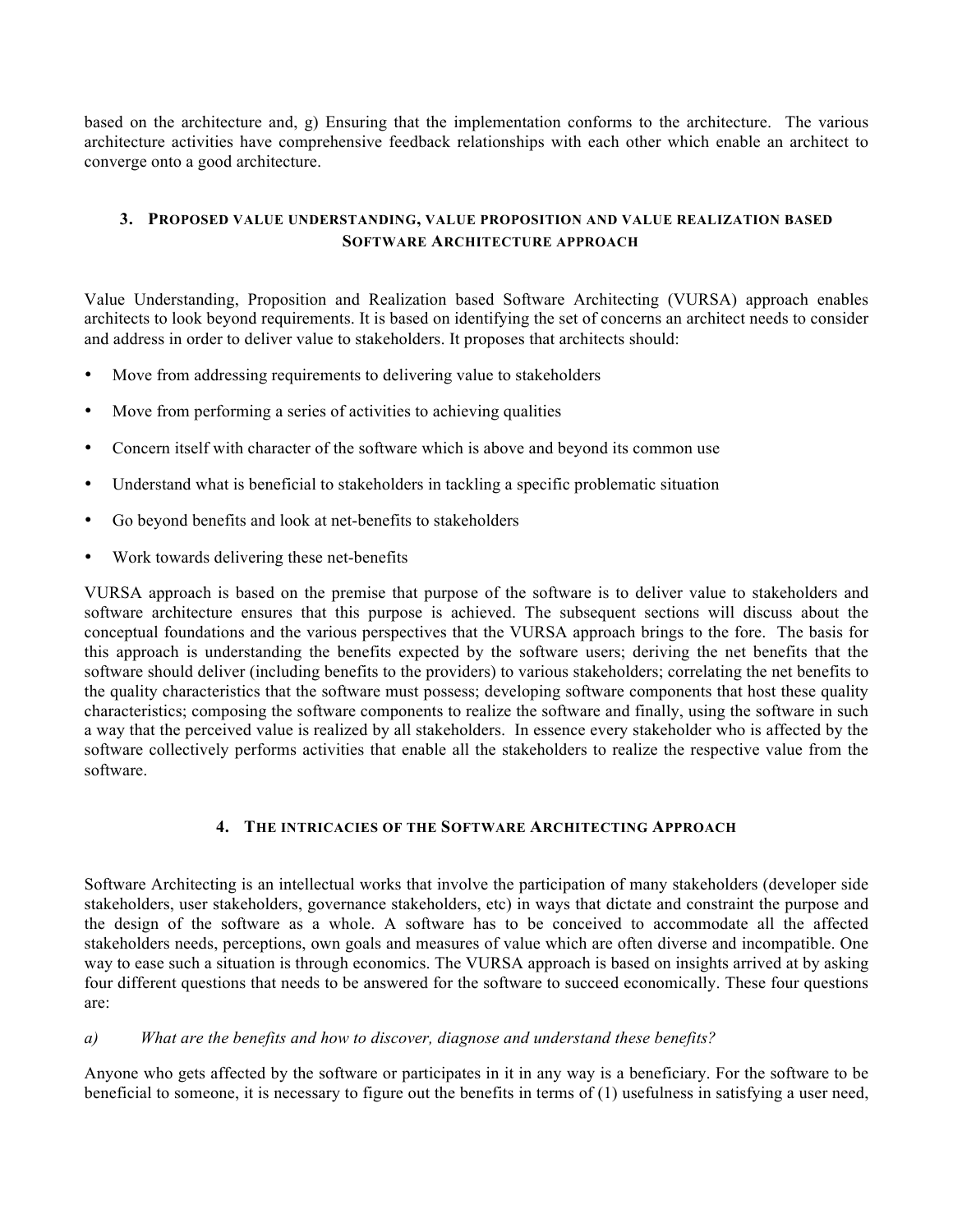based on the architecture and, g) Ensuring that the implementation conforms to the architecture. The various architecture activities have comprehensive feedback relationships with each other which enable an architect to converge onto a good architecture.

## 3. PROPOSED VALUE UNDERSTANDING, VALUE PROPOSITION AND VALUE REALIZATION BASED SOFTWARE ARCHITECTURE APPROACH

Value Understanding, Proposition and Realization based Software Architecting (VURSA) approach enables architects to look beyond requirements. It is based on identifying the set of concerns an architect needs to consider and address in order to deliver value to stakeholders. It proposes that architects should:

- Move from addressing requirements to delivering value to stakeholders
- Move from performing a series of activities to achieving qualities
- Concern itself with character of the software which is above and beyond its common use
- Understand what is beneficial to stakeholders in tackling a specific problematic situation
- Go beyond benefits and look at net-benefits to stakeholders
- Work towards delivering these net-benefits

VURSA approach is based on the premise that purpose of the software is to deliver value to stakeholders and software architecture ensures that this purpose is achieved. The subsequent sections will discuss about the conceptual foundations and the various perspectives that the VURSA approach brings to the fore. The basis for this approach is understanding the benefits expected by the software users; deriving the net benefits that the software should deliver (including benefits to the providers) to various stakeholders; correlating the net benefits to the quality characteristics that the software must possess; developing software components that host these quality characteristics; composing the software components to realize the software and finally, using the software in such a way that the perceived value is realized by all stakeholders. In essence every stakeholder who is affected by the software collectively performs activities that enable all the stakeholders to realize the respective value from the software.

## 4. THE INTRICACIES OF THE SOFTWARE ARCHITECTING APPROACH

Software Architecting is an intellectual works that involve the participation of many stakeholders (developer side stakeholders, user stakeholders, governance stakeholders, etc) in ways that dictate and constraint the purpose and the design of the software as a whole. A software has to be conceived to accommodate all the affected stakeholders needs, perceptions, own goals and measures of value which are often diverse and incompatible. One way to ease such a situation is through economics. The VURSA approach is based on insights arrived at by asking four different questions that needs to be answered for the software to succeed economically. These four questions are:

*a) What are the benefits and how to discover, diagnose and understand these benefits?*

Anyone who gets affected by the software or participates in it in any way is a beneficiary. For the software to be beneficial to someone, it is necessary to figure out the benefits in terms of (1) usefulness in satisfying a user need,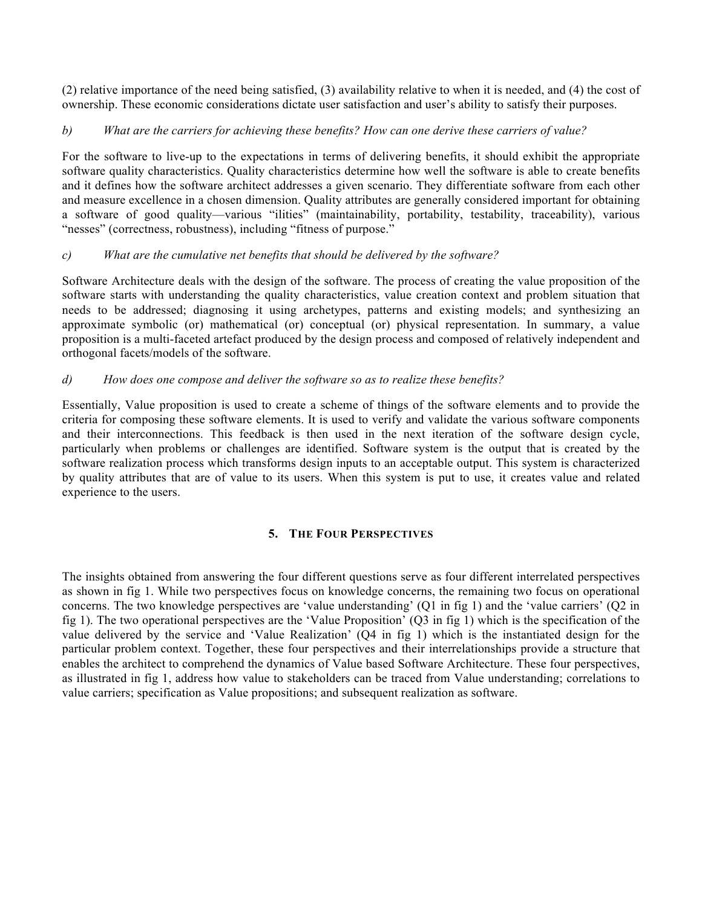(2) relative importance of the need being satisfied, (3) availability relative to when it is needed, and (4) the cost of ownership. These economic considerations dictate user satisfaction and user's ability to satisfy their purposes.

*b) What are the carriers for achieving these benefits? How can one derive these carriers of value?*

For the software to live-up to the expectations in terms of delivering benefits, it should exhibit the appropriate software quality characteristics. Quality characteristics determine how well the software is able to create benefits and it defines how the software architect addresses a given scenario. They differentiate software from each other and measure excellence in a chosen dimension. Quality attributes are generally considered important for obtaining a software of good quality—various "ilities" (maintainability, portability, testability, traceability), various "nesses" (correctness, robustness), including "fitness of purpose."

*c) What are the cumulative net benefits that should be delivered by the software?*

Software Architecture deals with the design of the software. The process of creating the value proposition of the software starts with understanding the quality characteristics, value creation context and problem situation that needs to be addressed; diagnosing it using archetypes, patterns and existing models; and synthesizing an approximate symbolic (or) mathematical (or) conceptual (or) physical representation. In summary, a value proposition is a multi-faceted artefact produced by the design process and composed of relatively independent and orthogonal facets/models of the software.

*d) How does one compose and deliver the software so as to realize these benefits?*

Essentially, Value proposition is used to create a scheme of things of the software elements and to provide the criteria for composing these software elements. It is used to verify and validate the various software components and their interconnections. This feedback is then used in the next iteration of the software design cycle, particularly when problems or challenges are identified. Software system is the output that is created by the software realization process which transforms design inputs to an acceptable output. This system is characterized by quality attributes that are of value to its users. When this system is put to use, it creates value and related experience to the users.

## 5. THE FOUR PERSPECTIVES

The insights obtained from answering the four different questions serve as four different interrelated perspectives as shown in fig 1. While two perspectives focus on knowledge concerns, the remaining two focus on operational concerns. The two knowledge perspectives are 'value understanding' (Q1 in fig 1) and the 'value carriers' (Q2 in fig 1). The two operational perspectives are the 'Value Proposition' (Q3 in fig 1) which is the specification of the value delivered by the service and 'Value Realization' (Q4 in fig 1) which is the instantiated design for the particular problem context. Together, these four perspectives and their interrelationships provide a structure that enables the architect to comprehend the dynamics of Value based Software Architecture. These four perspectives, as illustrated in fig 1, address how value to stakeholders can be traced from Value understanding; correlations to value carriers; specification as Value propositions; and subsequent realization as software.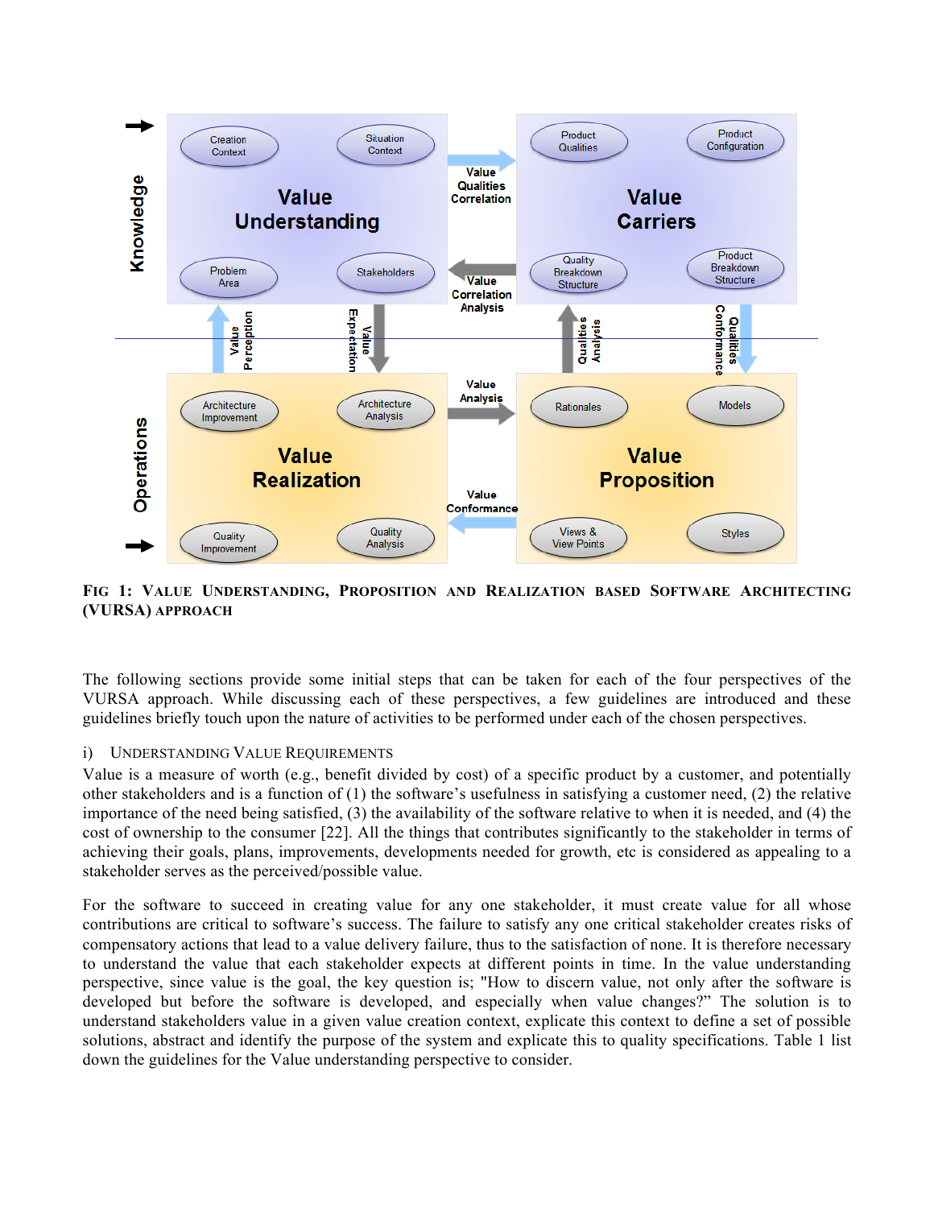**FIG 1: VALUE UNDERSTANDING, PROPOSITION AND REALIZATION BASED SOFTWARE ARCHITECTING (VURSA) APPROACH**

The following sections provide some initial steps that can be taken for each of the four perspectives of the VURSA approach. While discussing each of these perspectives, a few guidelines are introduced and these guidelines briefly touch upon the nature of activities to be performed under each of the chosen perspectives.

### i) UNDERSTANDING VALUE REQUIREMENTS

Value is a measure of worth (e.g., benefit divided by cost) of a specific product by a customer, and potentially other stakeholders and is a function of (1) the software's usefulness in satisfying a customer need, (2) the relative importance of the need being satisfied, (3) the availability of the software relative to when it is needed, and (4) the cost of ownership to the consumer [22]. All the things that contributes significantly to the stakeholder in terms of achieving their goals, plans, improvements, developments needed for growth, etc is considered as appealing to a stakeholder serves as the perceived/possible value.

For the software to succeed in creating value for any one stakeholder, it must create value for all whose contributions are critical to software's success. The failure to satisfy any one critical stakeholder creates risks of compensatory actions that lead to a value delivery failure, thus to the satisfaction of none. It is therefore necessary to understand the value that each stakeholder expects at different points in time. In the value understanding perspective, since value is the goal, the key question is; "How to discern value, not only after the software is developed but before the software is developed, and especially when value changes?" The solution is to understand stakeholders value in a given value creation context, explicate this context to define a set of possible solutions, abstract and identify the purpose of the system and explicate this to quality specifications. Table 1 list down the guidelines for the Value understanding perspective to consider.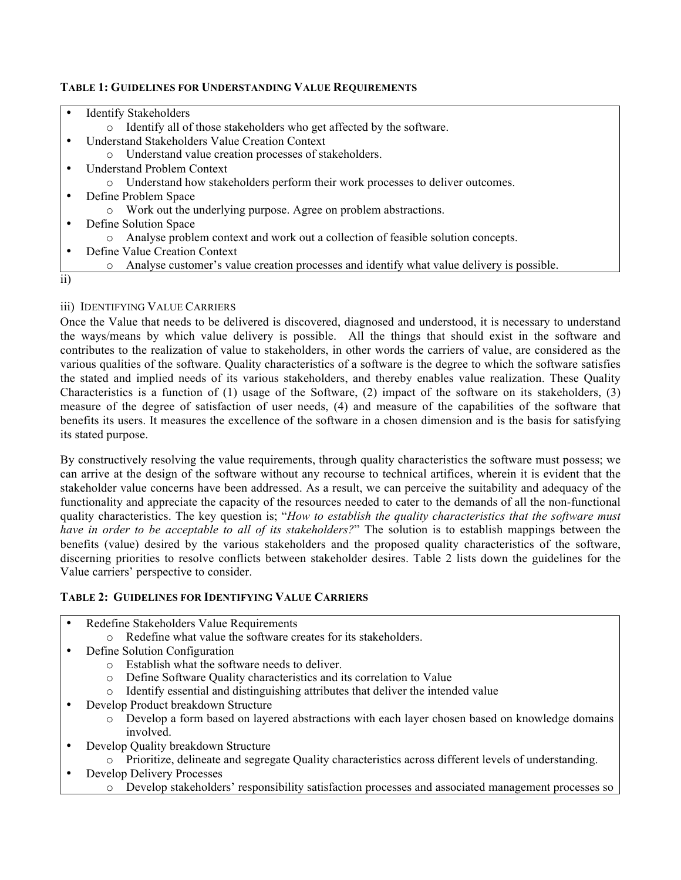**TABLE 1: GUIDELINES FOR UNDERSTANDING VALUE REQUIREMENTS**

- Identify Stakeholders
  - Identify all of those stakeholders who get affected by the software.
- Understand Stakeholders Value Creation Context
  - Understand value creation processes of stakeholders.
- Understand Problem Context
  - Understand how stakeholders perform their work processes to deliver outcomes.
- Define Problem Space
  - Work out the underlying purpose. Agree on problem abstractions.
- Define Solution Space
  - Analyse problem context and work out a collection of feasible solution concepts.
- Define Value Creation Context
  - Analyse customer's value creation processes and identify what value delivery is possible.

ii)

iii) IDENTIFYING VALUE CARRIERS

Once the Value that needs to be delivered is discovered, diagnosed and understood, it is necessary to understand the ways/means by which value delivery is possible. All the things that should exist in the software and contributes to the realization of value to stakeholders, in other words the carriers of value, are considered as the various qualities of the software. Quality characteristics of a software is the degree to which the software satisfies the stated and implied needs of its various stakeholders, and thereby enables value realization. These Quality Characteristics is a function of (1) usage of the Software, (2) impact of the software on its stakeholders, (3) measure of the degree of satisfaction of user needs, (4) and measure of the capabilities of the software that benefits its users. It measures the excellence of the software in a chosen dimension and is the basis for satisfying its stated purpose.

By constructively resolving the value requirements, through quality characteristics the software must possess; we can arrive at the design of the software without any recourse to technical artifices, wherein it is evident that the stakeholder value concerns have been addressed. As a result, we can perceive the suitability and adequacy of the functionality and appreciate the capacity of the resources needed to cater to the demands of all the non-functional quality characteristics. The key question is; "*How to establish the quality characteristics that the software must have in order to be acceptable to all of its stakeholders?*" The solution is to establish mappings between the benefits (value) desired by the various stakeholders and the proposed quality characteristics of the software, discerning priorities to resolve conflicts between stakeholder desires. Table 2 lists down the guidelines for the Value carriers' perspective to consider.

**TABLE 2: GUIDELINES FOR IDENTIFYING VALUE CARRIERS**

- Redefine Stakeholders Value Requirements
  - Redefine what value the software creates for its stakeholders.
- Define Solution Configuration
  - Establish what the software needs to deliver.
  - Define Software Quality characteristics and its correlation to Value
  - Identify essential and distinguishing attributes that deliver the intended value
- Develop Product breakdown Structure
  - Develop a form based on layered abstractions with each layer chosen based on knowledge domains involved.
- Develop Quality breakdown Structure
  - Prioritize, delineate and segregate Quality characteristics across different levels of understanding.
- Develop Delivery Processes
  - Develop stakeholders' responsibility satisfaction processes and associated management processes so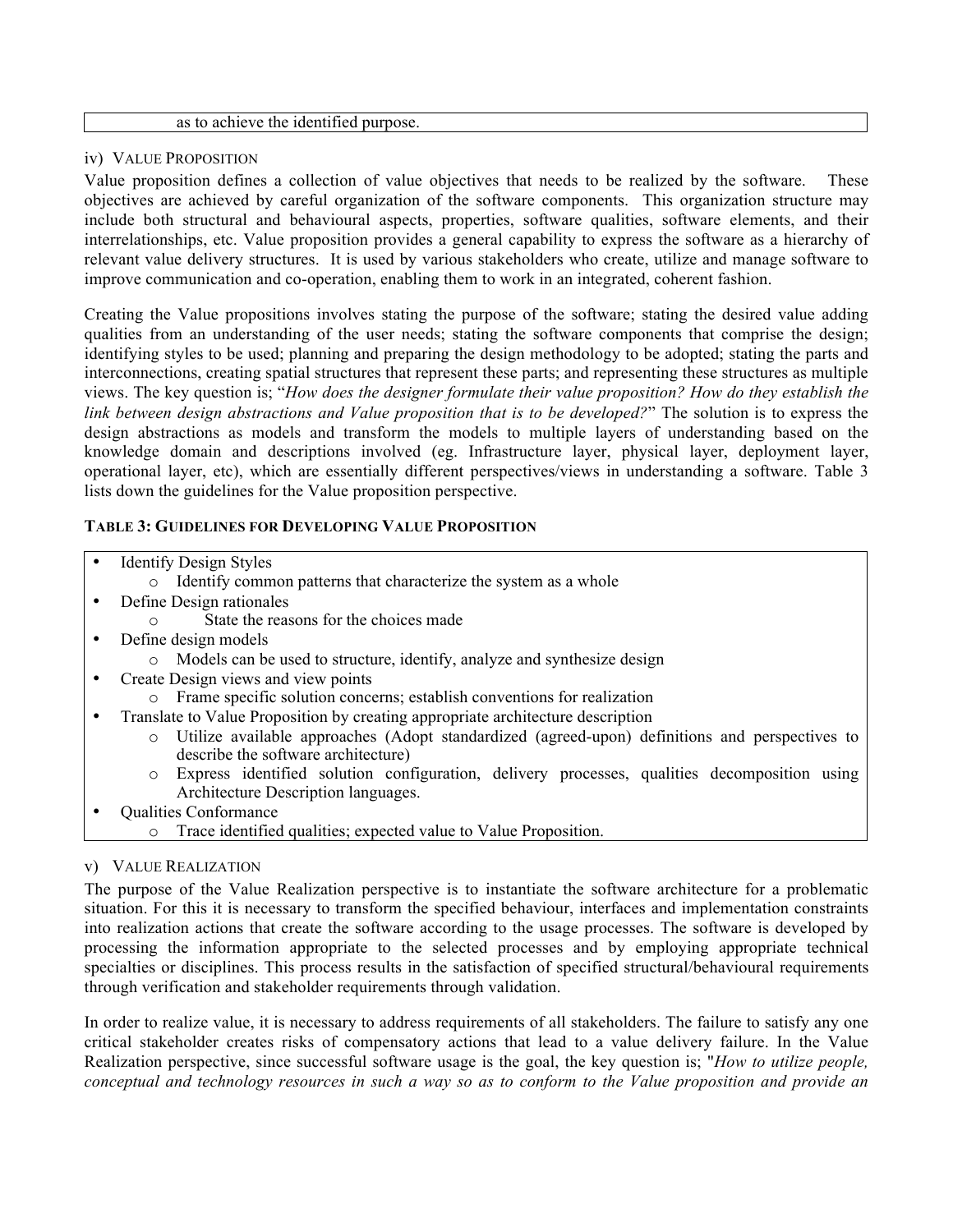as to achieve the identified purpose.

iv) VALUE PROPOSITION

Value proposition defines a collection of value objectives that needs to be realized by the software. These objectives are achieved by careful organization of the software components. This organization structure may include both structural and behavioural aspects, properties, software qualities, software elements, and their interrelationships, etc. Value proposition provides a general capability to express the software as a hierarchy of relevant value delivery structures. It is used by various stakeholders who create, utilize and manage software to improve communication and co-operation, enabling them to work in an integrated, coherent fashion.

Creating the Value propositions involves stating the purpose of the software; stating the desired value adding qualities from an understanding of the user needs; stating the software components that comprise the design; identifying styles to be used; planning and preparing the design methodology to be adopted; stating the parts and interconnections, creating spatial structures that represent these parts; and representing these structures as multiple views. The key question is; "*How does the designer formulate their value proposition? How do they establish the link between design abstractions and Value proposition that is to be developed?*" The solution is to express the design abstractions as models and transform the models to multiple layers of understanding based on the knowledge domain and descriptions involved (eg. Infrastructure layer, physical layer, deployment layer, operational layer, etc), which are essentially different perspectives/views in understanding a software. Table 3 lists down the guidelines for the Value proposition perspective.

**TABLE 3: GUIDELINES FOR DEVELOPING VALUE PROPOSITION**

- Identify Design Styles
  - Identify common patterns that characterize the system as a whole
- Define Design rationales
  - State the reasons for the choices made
- Define design models
  - Models can be used to structure, identify, analyze and synthesize design
- Create Design views and view points
  - Frame specific solution concerns; establish conventions for realization
- Translate to Value Proposition by creating appropriate architecture description
  - Utilize available approaches (Adopt standardized (agreed-upon) definitions and perspectives to describe the software architecture)
  - Express identified solution configuration, delivery processes, qualities decomposition using Architecture Description languages.
- Qualities Conformance
  - Trace identified qualities; expected value to Value Proposition.

v) VALUE REALIZATION

The purpose of the Value Realization perspective is to instantiate the software architecture for a problematic situation. For this it is necessary to transform the specified behaviour, interfaces and implementation constraints into realization actions that create the software according to the usage processes. The software is developed by processing the information appropriate to the selected processes and by employing appropriate technical specialties or disciplines. This process results in the satisfaction of specified structural/behavioural requirements through verification and stakeholder requirements through validation.

In order to realize value, it is necessary to address requirements of all stakeholders. The failure to satisfy any one critical stakeholder creates risks of compensatory actions that lead to a value delivery failure. In the Value Realization perspective, since successful software usage is the goal, the key question is; "*How to utilize people, conceptual and technology resources in such a way so as to conform to the Value proposition and provide an*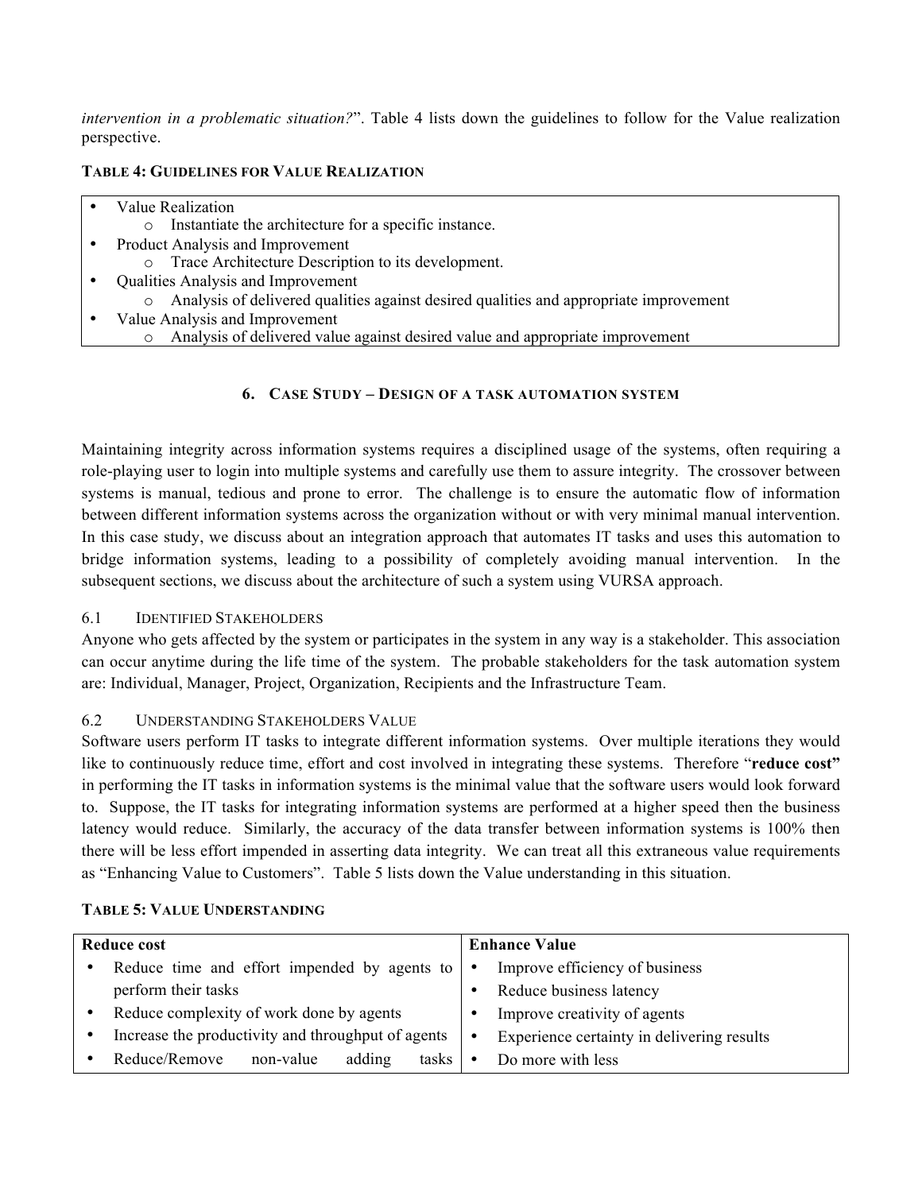*intervention in a problematic situation?*". Table 4 lists down the guidelines to follow for the Value realization perspective.

**TABLE 4: GUIDELINES FOR VALUE REALIZATION**

- Value Realization
  - Instantiate the architecture for a specific instance.
- Product Analysis and Improvement
  - Trace Architecture Description to its development.
- Qualities Analysis and Improvement
  - Analysis of delivered qualities against desired qualities and appropriate improvement
- Value Analysis and Improvement
  - Analysis of delivered value against desired value and appropriate improvement

## 6. CASE STUDY – DESIGN OF A TASK AUTOMATION SYSTEM

Maintaining integrity across information systems requires a disciplined usage of the systems, often requiring a role-playing user to login into multiple systems and carefully use them to assure integrity. The crossover between systems is manual, tedious and prone to error. The challenge is to ensure the automatic flow of information between different information systems across the organization without or with very minimal manual intervention. In this case study, we discuss about an integration approach that automates IT tasks and uses this automation to bridge information systems, leading to a possibility of completely avoiding manual intervention. In the subsequent sections, we discuss about the architecture of such a system using VURSA approach.

### 6.1 IDENTIFIED STAKEHOLDERS

Anyone who gets affected by the system or participates in the system in any way is a stakeholder. This association can occur anytime during the life time of the system. The probable stakeholders for the task automation system are: Individual, Manager, Project, Organization, Recipients and the Infrastructure Team.

### 6.2 UNDERSTANDING STAKEHOLDERS VALUE

Software users perform IT tasks to integrate different information systems. Over multiple iterations they would like to continuously reduce time, effort and cost involved in integrating these systems. Therefore "**reduce cost"** in performing the IT tasks in information systems is the minimal value that the software users would look forward to. Suppose, the IT tasks for integrating information systems are performed at a higher speed then the business latency would reduce. Similarly, the accuracy of the data transfer between information systems is 100% then there will be less effort impended in asserting data integrity. We can treat all this extraneous value requirements as "Enhancing Value to Customers". Table 5 lists down the Value understanding in this situation.

**TABLE 5: VALUE UNDERSTANDING**

| Reduce cost | Enhance Value |
| --- | --- |
| • Reduce time and effort impended by agents to perform their tasks | • Improve efficiency of business |
| | • Reduce business latency |
| • Reduce complexity of work done by agents | • Improve creativity of agents |
| • Increase the productivity and throughput of agents | • Experience certainty in delivering results |
| • Reduce/Remove non-value adding tasks | • Do more with less |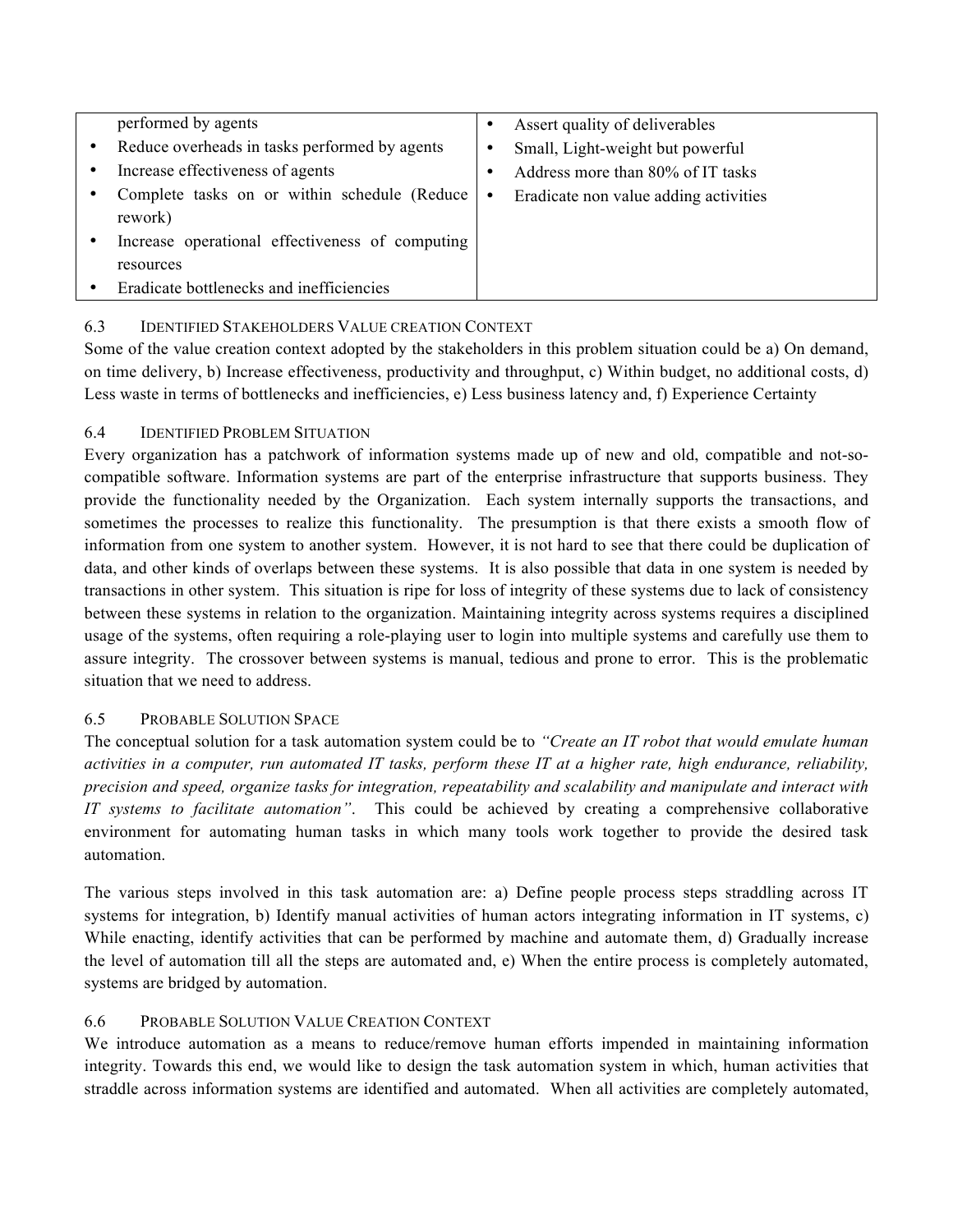| | |
|---|---|
| performed by agents<br>• Reduce overheads in tasks performed by agents<br>• Increase effectiveness of agents<br>• Complete tasks on or within schedule (Reduce rework)<br>• Increase operational effectiveness of computing resources<br>• Eradicate bottlenecks and inefficiencies | • Assert quality of deliverables<br>• Small, Light-weight but powerful<br>• Address more than 80% of IT tasks<br>• Eradicate non value adding activities |

### 6.3 Identified Stakeholders Value creation Context

Some of the value creation context adopted by the stakeholders in this problem situation could be a) On demand, on time delivery, b) Increase effectiveness, productivity and throughput, c) Within budget, no additional costs, d) Less waste in terms of bottlenecks and inefficiencies, e) Less business latency and, f) Experience Certainty

### 6.4 Identified Problem Situation

Every organization has a patchwork of information systems made up of new and old, compatible and not-so-compatible software. Information systems are part of the enterprise infrastructure that supports business. They provide the functionality needed by the Organization. Each system internally supports the transactions, and sometimes the processes to realize this functionality. The presumption is that there exists a smooth flow of information from one system to another system. However, it is not hard to see that there could be duplication of data, and other kinds of overlaps between these systems. It is also possible that data in one system is needed by transactions in other system. This situation is ripe for loss of integrity of these systems due to lack of consistency between these systems in relation to the organization. Maintaining integrity across systems requires a disciplined usage of the systems, often requiring a role-playing user to login into multiple systems and carefully use them to assure integrity. The crossover between systems is manual, tedious and prone to error. This is the problematic situation that we need to address.

### 6.5 Probable Solution Space

The conceptual solution for a task automation system could be to *"Create an IT robot that would emulate human activities in a computer, run automated IT tasks, perform these IT at a higher rate, high endurance, reliability, precision and speed, organize tasks for integration, repeatability and scalability and manipulate and interact with IT systems to facilitate automation"*. This could be achieved by creating a comprehensive collaborative environment for automating human tasks in which many tools work together to provide the desired task automation.

The various steps involved in this task automation are: a) Define people process steps straddling across IT systems for integration, b) Identify manual activities of human actors integrating information in IT systems, c) While enacting, identify activities that can be performed by machine and automate them, d) Gradually increase the level of automation till all the steps are automated and, e) When the entire process is completely automated, systems are bridged by automation.

### 6.6 Probable Solution Value Creation Context

We introduce automation as a means to reduce/remove human efforts impended in maintaining information integrity. Towards this end, we would like to design the task automation system in which, human activities that straddle across information systems are identified and automated. When all activities are completely automated,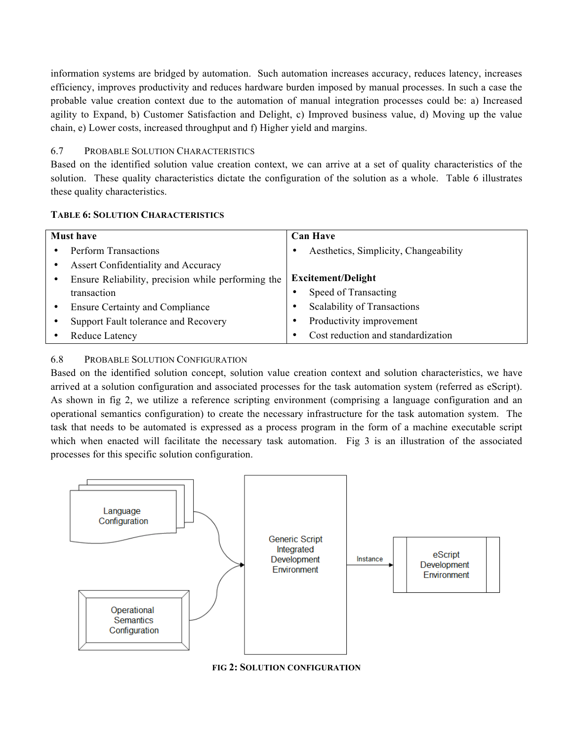information systems are bridged by automation. Such automation increases accuracy, reduces latency, increases efficiency, improves productivity and reduces hardware burden imposed by manual processes. In such a case the probable value creation context due to the automation of manual integration processes could be: a) Increased agility to Expand, b) Customer Satisfaction and Delight, c) Improved business value, d) Moving up the value chain, e) Lower costs, increased throughput and f) Higher yield and margins.

### 6.7 Probable Solution Characteristics

Based on the identified solution value creation context, we can arrive at a set of quality characteristics of the solution. These quality characteristics dictate the configuration of the solution as a whole. Table 6 illustrates these quality characteristics.

**Table 6: Solution Characteristics**

| Must have | Can Have |
|---|---|
| • Perform Transactions<br>• Assert Confidentiality and Accuracy<br>• Ensure Reliability, precision while performing the transaction<br>• Ensure Certainty and Compliance<br>• Support Fault tolerance and Recovery<br>• Reduce Latency | • Aesthetics, Simplicity, Changeability<br><br>**Excitement/Delight**<br>• Speed of Transacting<br>• Scalability of Transactions<br>• Productivity improvement<br>• Cost reduction and standardization |

### 6.8 Probable Solution Configuration

Based on the identified solution concept, solution value creation context and solution characteristics, we have arrived at a solution configuration and associated processes for the task automation system (referred as eScript). As shown in fig 2, we utilize a reference scripting environment (comprising a language configuration and an operational semantics configuration) to create the necessary infrastructure for the task automation system. The task that needs to be automated is expressed as a process program in the form of a machine executable script which when enacted will facilitate the necessary task automation. Fig 3 is an illustration of the associated processes for this specific solution configuration.

Language Configuration → Generic Script Integrated Development Environment

Operational Semantics Configuration → Generic Script Integrated Development Environment

Generic Script Integrated Development Environment → (Instance) → eScript Development Environment

**Fig 2: Solution Configuration**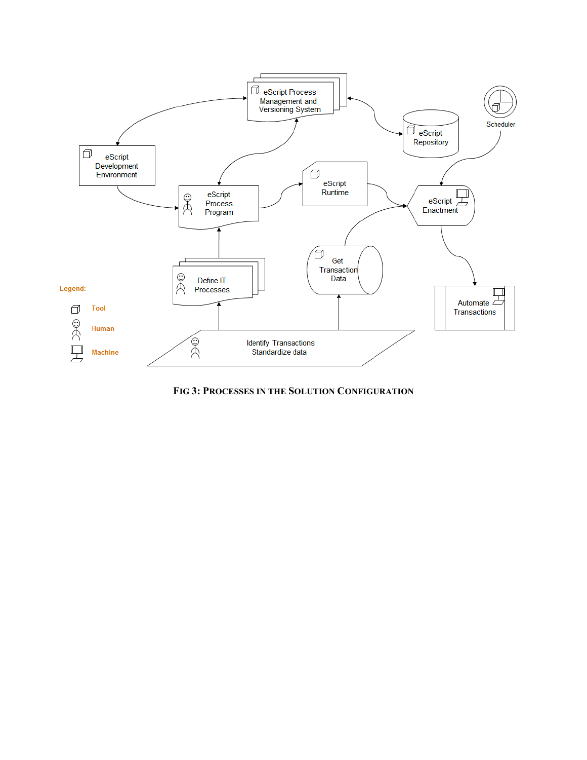FIG 3: PROCESSES IN THE SOLUTION CONFIGURATION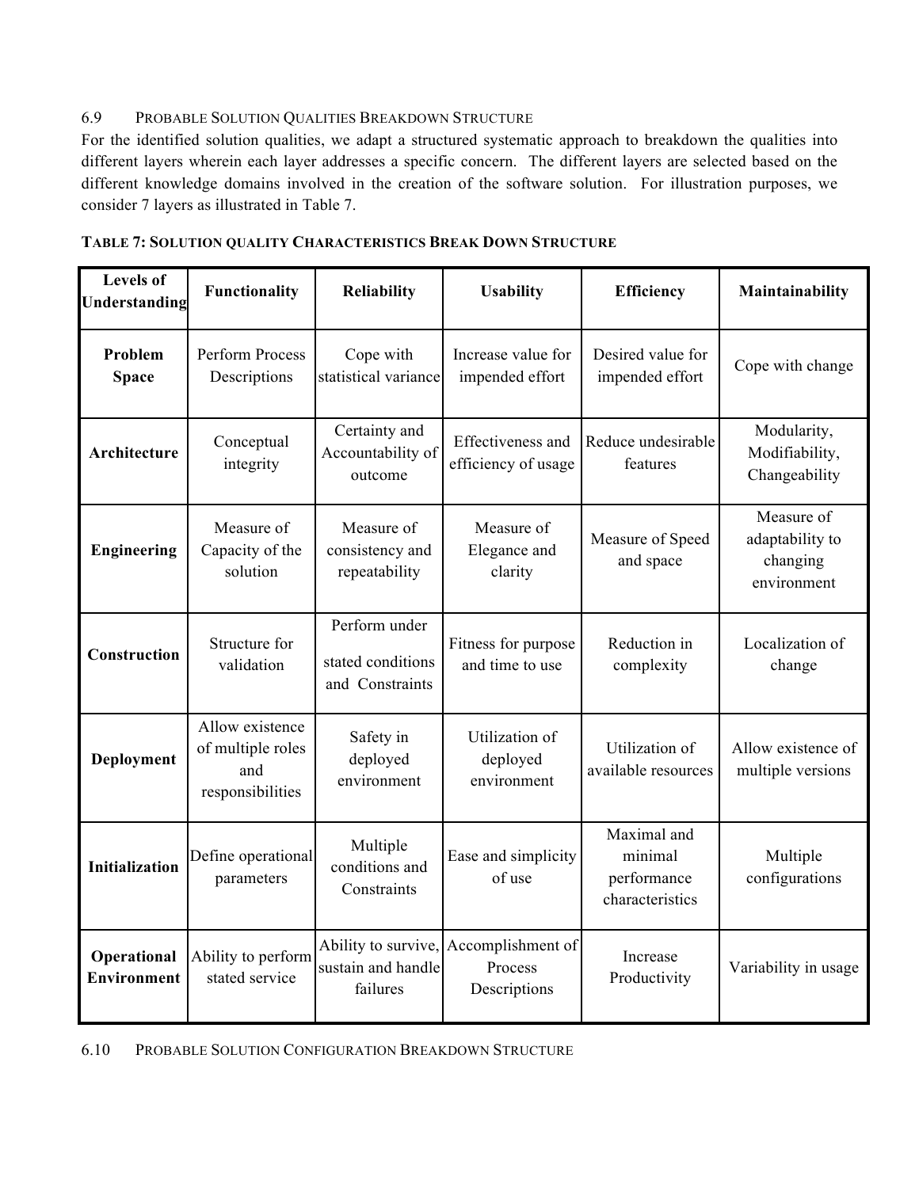## 6.9 PROBABLE SOLUTION QUALITIES BREAKDOWN STRUCTURE

For the identified solution qualities, we adapt a structured systematic approach to breakdown the qualities into different layers wherein each layer addresses a specific concern. The different layers are selected based on the different knowledge domains involved in the creation of the software solution. For illustration purposes, we consider 7 layers as illustrated in Table 7.

**TABLE 7: SOLUTION QUALITY CHARACTERISTICS BREAK DOWN STRUCTURE**

| Levels of Understanding | Functionality | Reliability | Usability | Efficiency | Maintainability |
|---|---|---|---|---|---|
| **Problem Space** | Perform Process Descriptions | Cope with statistical variance | Increase value for impended effort | Desired value for impended effort | Cope with change |
| **Architecture** | Conceptual integrity | Certainty and Accountability of outcome | Effectiveness and efficiency of usage | Reduce undesirable features | Modularity, Modifiability, Changeability |
| **Engineering** | Measure of Capacity of the solution | Measure of consistency and repeatability | Measure of Elegance and clarity | Measure of Speed and space | Measure of adaptability to changing environment |
| **Construction** | Structure for validation | Perform under stated conditions and Constraints | Fitness for purpose and time to use | Reduction in complexity | Localization of change |
| **Deployment** | Allow existence of multiple roles and responsibilities | Safety in deployed environment | Utilization of deployed environment | Utilization of available resources | Allow existence of multiple versions |
| **Initialization** | Define operational parameters | Multiple conditions and Constraints | Ease and simplicity of use | Maximal and minimal performance characteristics | Multiple configurations |
| **Operational Environment** | Ability to perform stated service | Ability to survive, sustain and handle failures | Accomplishment of Process Descriptions | Increase Productivity | Variability in usage |

## 6.10 PROBABLE SOLUTION CONFIGURATION BREAKDOWN STRUCTURE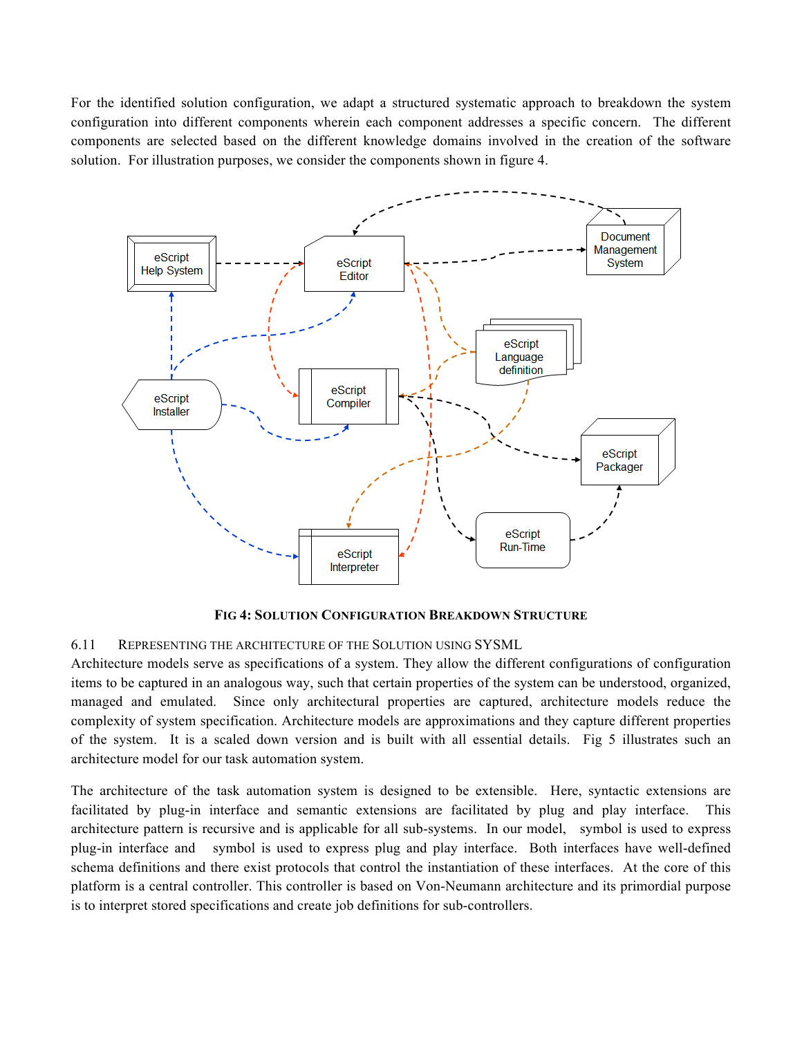For the identified solution configuration, we adapt a structured systematic approach to breakdown the system configuration into different components wherein each component addresses a specific concern. The different components are selected based on the different knowledge domains involved in the creation of the software solution. For illustration purposes, we consider the components shown in figure 4.

**FIG 4: SOLUTION CONFIGURATION BREAKDOWN STRUCTURE**

### 6.11 REPRESENTING THE ARCHITECTURE OF THE SOLUTION USING SYSML

Architecture models serve as specifications of a system. They allow the different configurations of configuration items to be captured in an analogous way, such that certain properties of the system can be understood, organized, managed and emulated. Since only architectural properties are captured, architecture models reduce the complexity of system specification. Architecture models are approximations and they capture different properties of the system. It is a scaled down version and is built with all essential details. Fig 5 illustrates such an architecture model for our task automation system.

The architecture of the task automation system is designed to be extensible. Here, syntactic extensions are facilitated by plug-in interface and semantic extensions are facilitated by plug and play interface. This architecture pattern is recursive and is applicable for all sub-systems. In our model, symbol is used to express plug-in interface and symbol is used to express plug and play interface. Both interfaces have well-defined schema definitions and there exist protocols that control the instantiation of these interfaces. At the core of this platform is a central controller. This controller is based on Von-Neumann architecture and its primordial purpose is to interpret stored specifications and create job definitions for sub-controllers.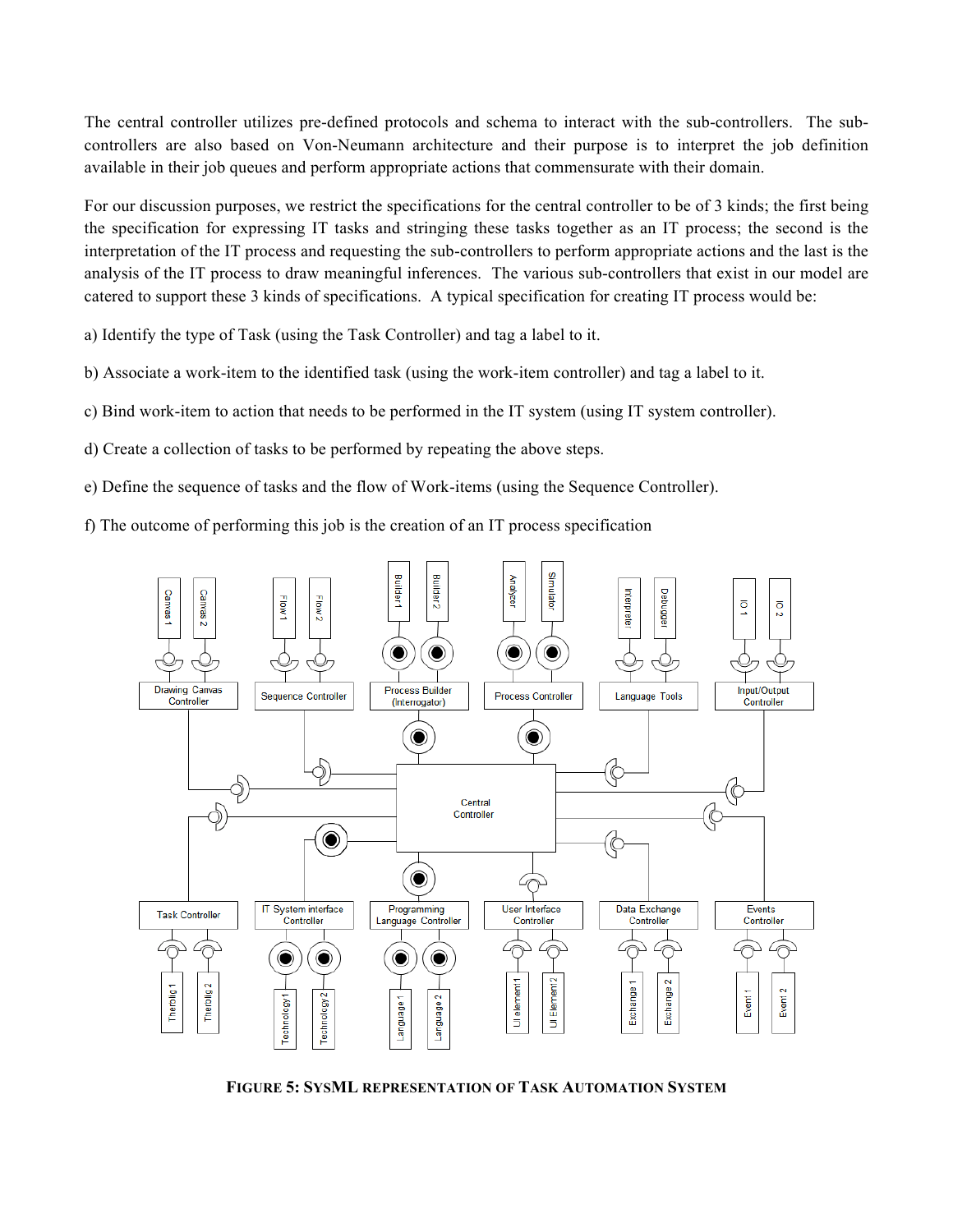The central controller utilizes pre-defined protocols and schema to interact with the sub-controllers. The sub-controllers are also based on Von-Neumann architecture and their purpose is to interpret the job definition available in their job queues and perform appropriate actions that commensurate with their domain.

For our discussion purposes, we restrict the specifications for the central controller to be of 3 kinds; the first being the specification for expressing IT tasks and stringing these tasks together as an IT process; the second is the interpretation of the IT process and requesting the sub-controllers to perform appropriate actions and the last is the analysis of the IT process to draw meaningful inferences. The various sub-controllers that exist in our model are catered to support these 3 kinds of specifications. A typical specification for creating IT process would be:

a) Identify the type of Task (using the Task Controller) and tag a label to it.

b) Associate a work-item to the identified task (using the work-item controller) and tag a label to it.

c) Bind work-item to action that needs to be performed in the IT system (using IT system controller).

d) Create a collection of tasks to be performed by repeating the above steps.

e) Define the sequence of tasks and the flow of Work-items (using the Sequence Controller).

f) The outcome of performing this job is the creation of an IT process specification

**FIGURE 5: SYSML REPRESENTATION OF TASK AUTOMATION SYSTEM**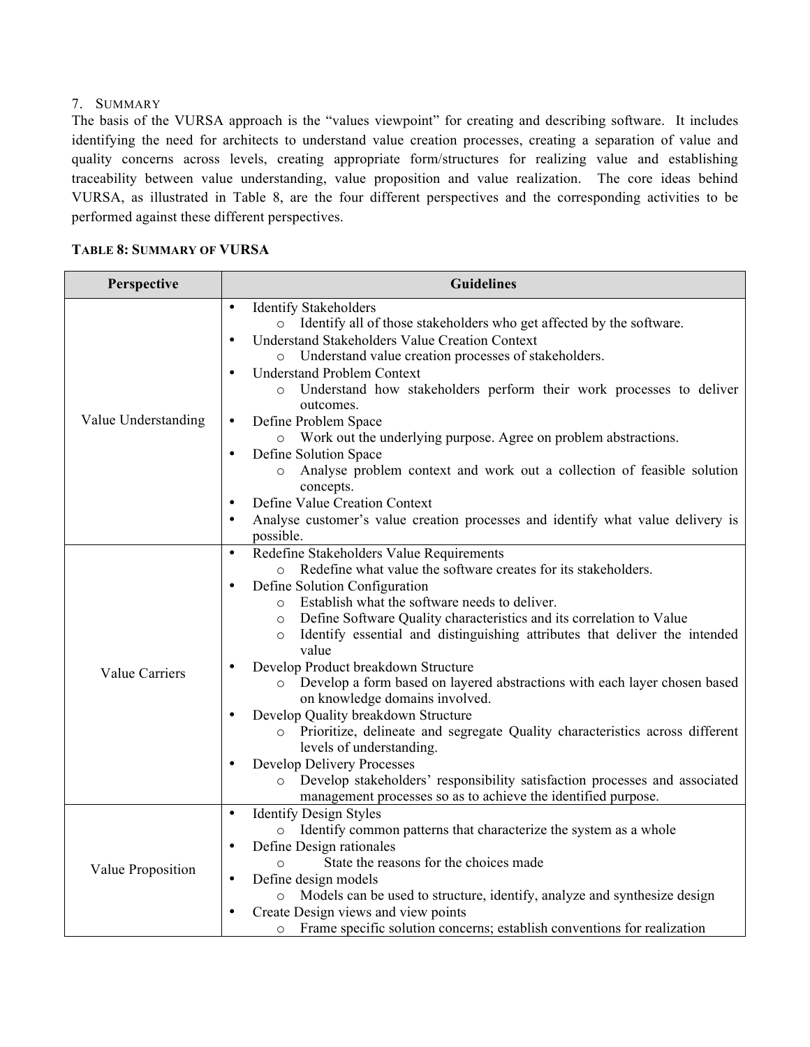## 7. Summary

The basis of the VURSA approach is the "values viewpoint" for creating and describing software. It includes identifying the need for architects to understand value creation processes, creating a separation of value and quality concerns across levels, creating appropriate form/structures for realizing value and establishing traceability between value understanding, value proposition and value realization. The core ideas behind VURSA, as illustrated in Table 8, are the four different perspectives and the corresponding activities to be performed against these different perspectives.

**Table 8: Summary of VURSA**

| Perspective | Guidelines |
|---|---|
| Value Understanding | • Identify Stakeholders<br>  o Identify all of those stakeholders who get affected by the software.<br>• Understand Stakeholders Value Creation Context<br>  o Understand value creation processes of stakeholders.<br>• Understand Problem Context<br>  o Understand how stakeholders perform their work processes to deliver outcomes.<br>• Define Problem Space<br>  o Work out the underlying purpose. Agree on problem abstractions.<br>• Define Solution Space<br>  o Analyse problem context and work out a collection of feasible solution concepts.<br>• Define Value Creation Context<br>• Analyse customer's value creation processes and identify what value delivery is possible. |
| Value Carriers | • Redefine Stakeholders Value Requirements<br>  o Redefine what value the software creates for its stakeholders.<br>• Define Solution Configuration<br>  o Establish what the software needs to deliver.<br>  o Define Software Quality characteristics and its correlation to Value<br>  o Identify essential and distinguishing attributes that deliver the intended value<br>• Develop Product breakdown Structure<br>  o Develop a form based on layered abstractions with each layer chosen based on knowledge domains involved.<br>• Develop Quality breakdown Structure<br>  o Prioritize, delineate and segregate Quality characteristics across different levels of understanding.<br>• Develop Delivery Processes<br>  o Develop stakeholders' responsibility satisfaction processes and associated management processes so as to achieve the identified purpose. |
| Value Proposition | • Identify Design Styles<br>  o Identify common patterns that characterize the system as a whole<br>• Define Design rationales<br>  o State the reasons for the choices made<br>• Define design models<br>  o Models can be used to structure, identify, analyze and synthesize design<br>• Create Design views and view points<br>  o Frame specific solution concerns; establish conventions for realization |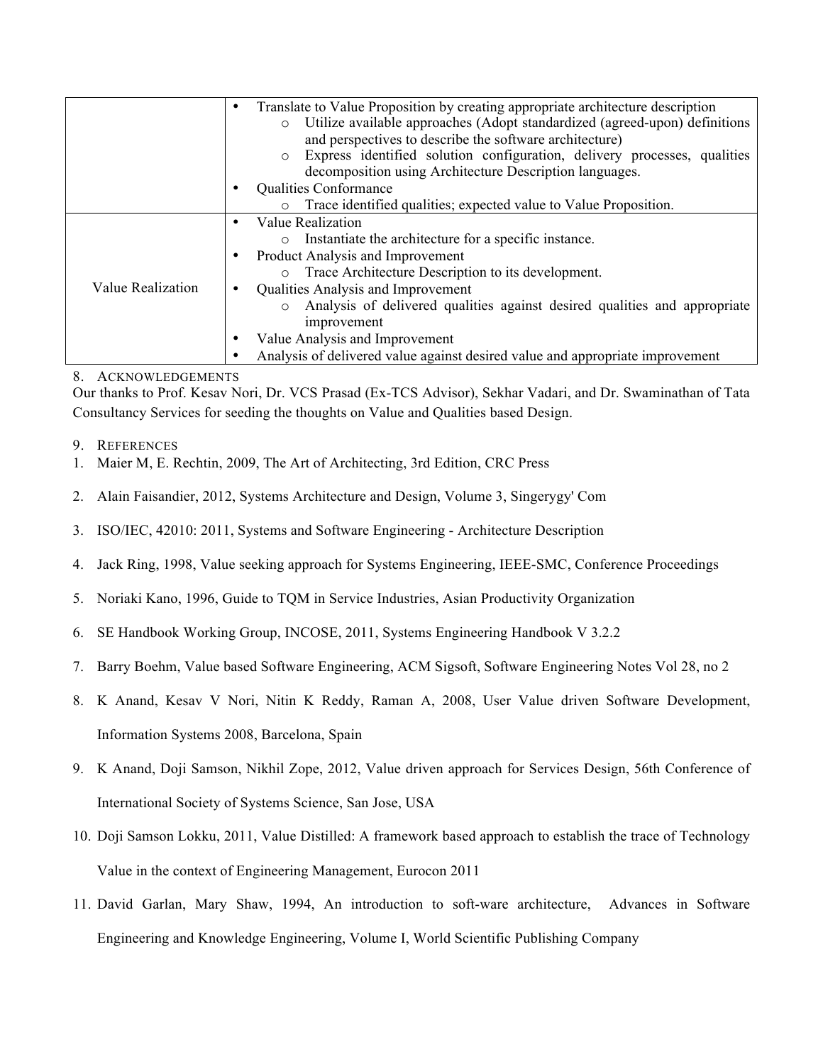| | |
|---|---|
| | • Translate to Value Proposition by creating appropriate architecture description<br>  o Utilize available approaches (Adopt standardized (agreed-upon) definitions and perspectives to describe the software architecture)<br>  o Express identified solution configuration, delivery processes, qualities decomposition using Architecture Description languages.<br>• Qualities Conformance<br>  o Trace identified qualities; expected value to Value Proposition. |
| Value Realization | • Value Realization<br>  o Instantiate the architecture for a specific instance.<br>• Product Analysis and Improvement<br>  o Trace Architecture Description to its development.<br>• Qualities Analysis and Improvement<br>  o Analysis of delivered qualities against desired qualities and appropriate improvement<br>• Value Analysis and Improvement<br>• Analysis of delivered value against desired value and appropriate improvement |

## 8. ACKNOWLEDGEMENTS

Our thanks to Prof. Kesav Nori, Dr. VCS Prasad (Ex-TCS Advisor), Sekhar Vadari, and Dr. Swaminathan of Tata Consultancy Services for seeding the thoughts on Value and Qualities based Design.

## 9. REFERENCES

1. Maier M, E. Rechtin, 2009, The Art of Architecting, 3rd Edition, CRC Press
2. Alain Faisandier, 2012, Systems Architecture and Design, Volume 3, Singerygy' Com
3. ISO/IEC, 42010: 2011, Systems and Software Engineering - Architecture Description
4. Jack Ring, 1998, Value seeking approach for Systems Engineering, IEEE-SMC, Conference Proceedings
5. Noriaki Kano, 1996, Guide to TQM in Service Industries, Asian Productivity Organization
6. SE Handbook Working Group, INCOSE, 2011, Systems Engineering Handbook V 3.2.2
7. Barry Boehm, Value based Software Engineering, ACM Sigsoft, Software Engineering Notes Vol 28, no 2
8. K Anand, Kesav V Nori, Nitin K Reddy, Raman A, 2008, User Value driven Software Development, Information Systems 2008, Barcelona, Spain
9. K Anand, Doji Samson, Nikhil Zope, 2012, Value driven approach for Services Design, 56th Conference of International Society of Systems Science, San Jose, USA
10. Doji Samson Lokku, 2011, Value Distilled: A framework based approach to establish the trace of Technology Value in the context of Engineering Management, Eurocon 2011
11. David Garlan, Mary Shaw, 1994, An introduction to soft-ware architecture, Advances in Software Engineering and Knowledge Engineering, Volume I, World Scientific Publishing Company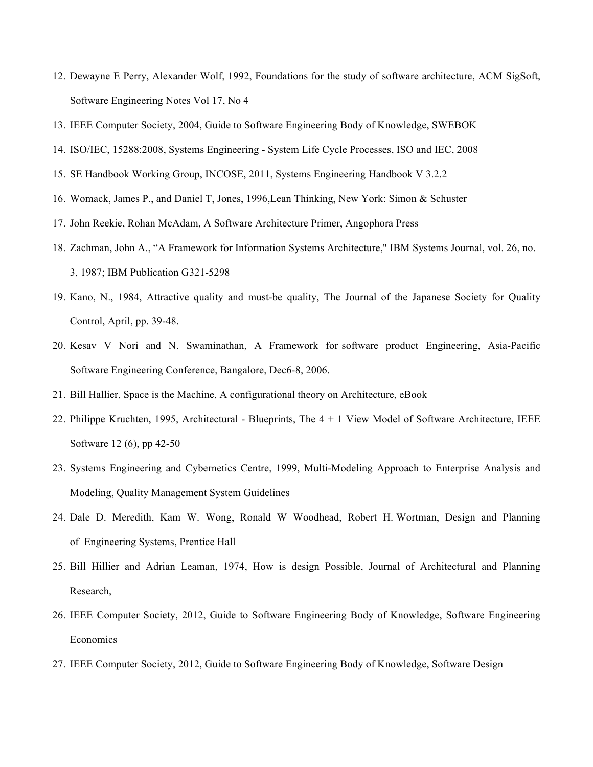12. Dewayne E Perry, Alexander Wolf, 1992, Foundations for the study of software architecture, ACM SigSoft, Software Engineering Notes Vol 17, No 4
13. IEEE Computer Society, 2004, Guide to Software Engineering Body of Knowledge, SWEBOK
14. ISO/IEC, 15288:2008, Systems Engineering - System Life Cycle Processes, ISO and IEC, 2008
15. SE Handbook Working Group, INCOSE, 2011, Systems Engineering Handbook V 3.2.2
16. Womack, James P., and Daniel T, Jones, 1996,Lean Thinking, New York: Simon & Schuster
17. John Reekie, Rohan McAdam, A Software Architecture Primer, Angophora Press
18. Zachman, John A., "A Framework for Information Systems Architecture," IBM Systems Journal, vol. 26, no. 3, 1987; IBM Publication G321-5298
19. Kano, N., 1984, Attractive quality and must-be quality, The Journal of the Japanese Society for Quality Control, April, pp. 39-48.
20. Kesav V Nori and N. Swaminathan, A Framework for software product Engineering, Asia-Pacific Software Engineering Conference, Bangalore, Dec6-8, 2006.
21. Bill Hallier, Space is the Machine, A configurational theory on Architecture, eBook
22. Philippe Kruchten, 1995, Architectural - Blueprints, The 4 + 1 View Model of Software Architecture, IEEE Software 12 (6), pp 42-50
23. Systems Engineering and Cybernetics Centre, 1999, Multi-Modeling Approach to Enterprise Analysis and Modeling, Quality Management System Guidelines
24. Dale D. Meredith, Kam W. Wong, Ronald W Woodhead, Robert H. Wortman, Design and Planning of Engineering Systems, Prentice Hall
25. Bill Hillier and Adrian Leaman, 1974, How is design Possible, Journal of Architectural and Planning Research,
26. IEEE Computer Society, 2012, Guide to Software Engineering Body of Knowledge, Software Engineering Economics
27. IEEE Computer Society, 2012, Guide to Software Engineering Body of Knowledge, Software Design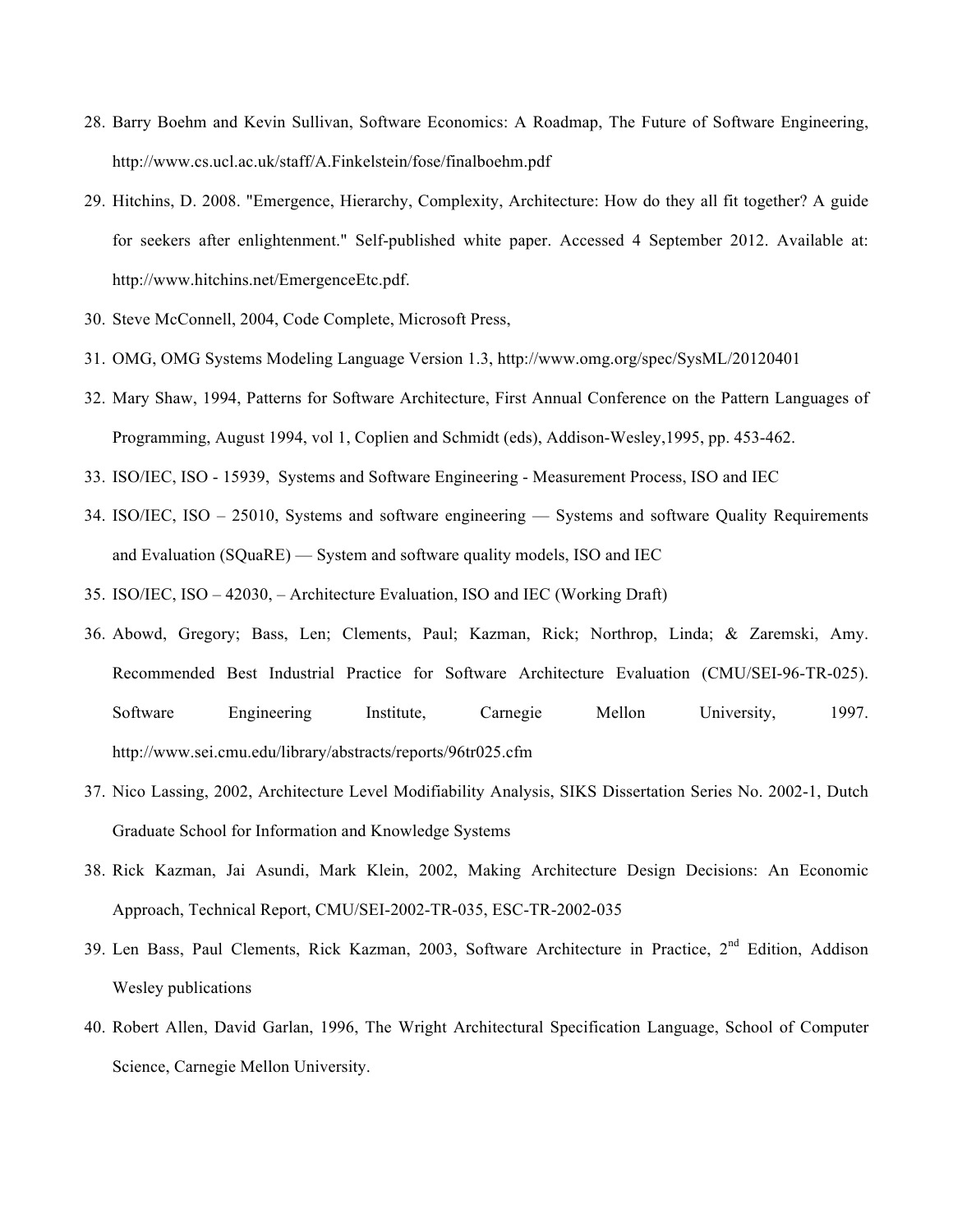28. Barry Boehm and Kevin Sullivan, Software Economics: A Roadmap, The Future of Software Engineering, http://www.cs.ucl.ac.uk/staff/A.Finkelstein/fose/finalboehm.pdf
29. Hitchins, D. 2008. "Emergence, Hierarchy, Complexity, Architecture: How do they all fit together? A guide for seekers after enlightenment." Self-published white paper. Accessed 4 September 2012. Available at: http://www.hitchins.net/EmergenceEtc.pdf.
30. Steve McConnell, 2004, Code Complete, Microsoft Press,
31. OMG, OMG Systems Modeling Language Version 1.3, http://www.omg.org/spec/SysML/20120401
32. Mary Shaw, 1994, Patterns for Software Architecture, First Annual Conference on the Pattern Languages of Programming, August 1994, vol 1, Coplien and Schmidt (eds), Addison-Wesley,1995, pp. 453-462.
33. ISO/IEC, ISO - 15939, Systems and Software Engineering - Measurement Process, ISO and IEC
34. ISO/IEC, ISO – 25010, Systems and software engineering — Systems and software Quality Requirements and Evaluation (SQuaRE) — System and software quality models, ISO and IEC
35. ISO/IEC, ISO – 42030, – Architecture Evaluation, ISO and IEC (Working Draft)
36. Abowd, Gregory; Bass, Len; Clements, Paul; Kazman, Rick; Northrop, Linda; & Zaremski, Amy. Recommended Best Industrial Practice for Software Architecture Evaluation (CMU/SEI-96-TR-025). Software Engineering Institute, Carnegie Mellon University, 1997. http://www.sei.cmu.edu/library/abstracts/reports/96tr025.cfm
37. Nico Lassing, 2002, Architecture Level Modifiability Analysis, SIKS Dissertation Series No. 2002-1, Dutch Graduate School for Information and Knowledge Systems
38. Rick Kazman, Jai Asundi, Mark Klein, 2002, Making Architecture Design Decisions: An Economic Approach, Technical Report, CMU/SEI-2002-TR-035, ESC-TR-2002-035
39. Len Bass, Paul Clements, Rick Kazman, 2003, Software Architecture in Practice, 2nd Edition, Addison Wesley publications
40. Robert Allen, David Garlan, 1996, The Wright Architectural Specification Language, School of Computer Science, Carnegie Mellon University.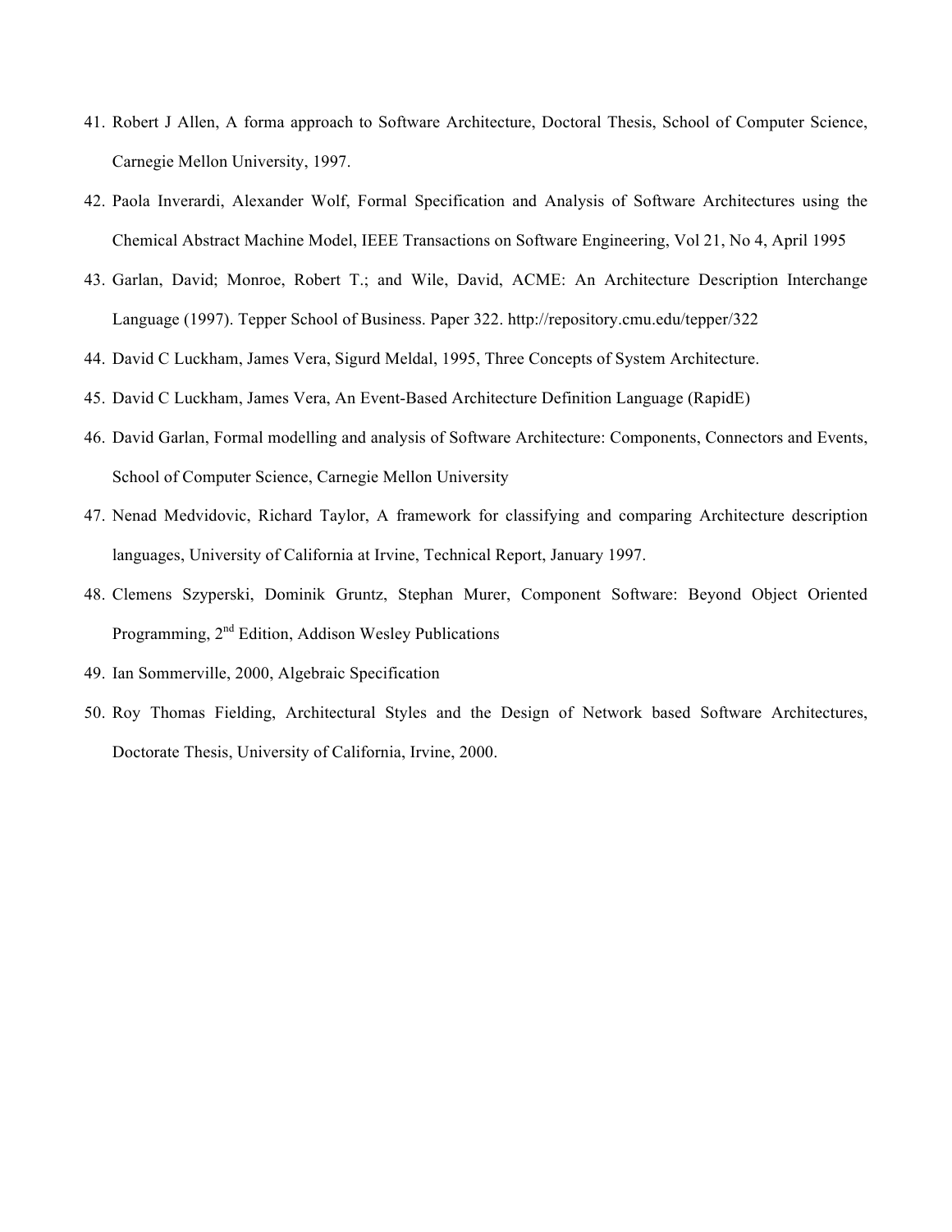41. Robert J Allen, A forma approach to Software Architecture, Doctoral Thesis, School of Computer Science, Carnegie Mellon University, 1997.
42. Paola Inverardi, Alexander Wolf, Formal Specification and Analysis of Software Architectures using the Chemical Abstract Machine Model, IEEE Transactions on Software Engineering, Vol 21, No 4, April 1995
43. Garlan, David; Monroe, Robert T.; and Wile, David, ACME: An Architecture Description Interchange Language (1997). Tepper School of Business. Paper 322. http://repository.cmu.edu/tepper/322
44. David C Luckham, James Vera, Sigurd Meldal, 1995, Three Concepts of System Architecture.
45. David C Luckham, James Vera, An Event-Based Architecture Definition Language (RapidE)
46. David Garlan, Formal modelling and analysis of Software Architecture: Components, Connectors and Events, School of Computer Science, Carnegie Mellon University
47. Nenad Medvidovic, Richard Taylor, A framework for classifying and comparing Architecture description languages, University of California at Irvine, Technical Report, January 1997.
48. Clemens Szyperski, Dominik Gruntz, Stephan Murer, Component Software: Beyond Object Oriented Programming, 2nd Edition, Addison Wesley Publications
49. Ian Sommerville, 2000, Algebraic Specification
50. Roy Thomas Fielding, Architectural Styles and the Design of Network based Software Architectures, Doctorate Thesis, University of California, Irvine, 2000.